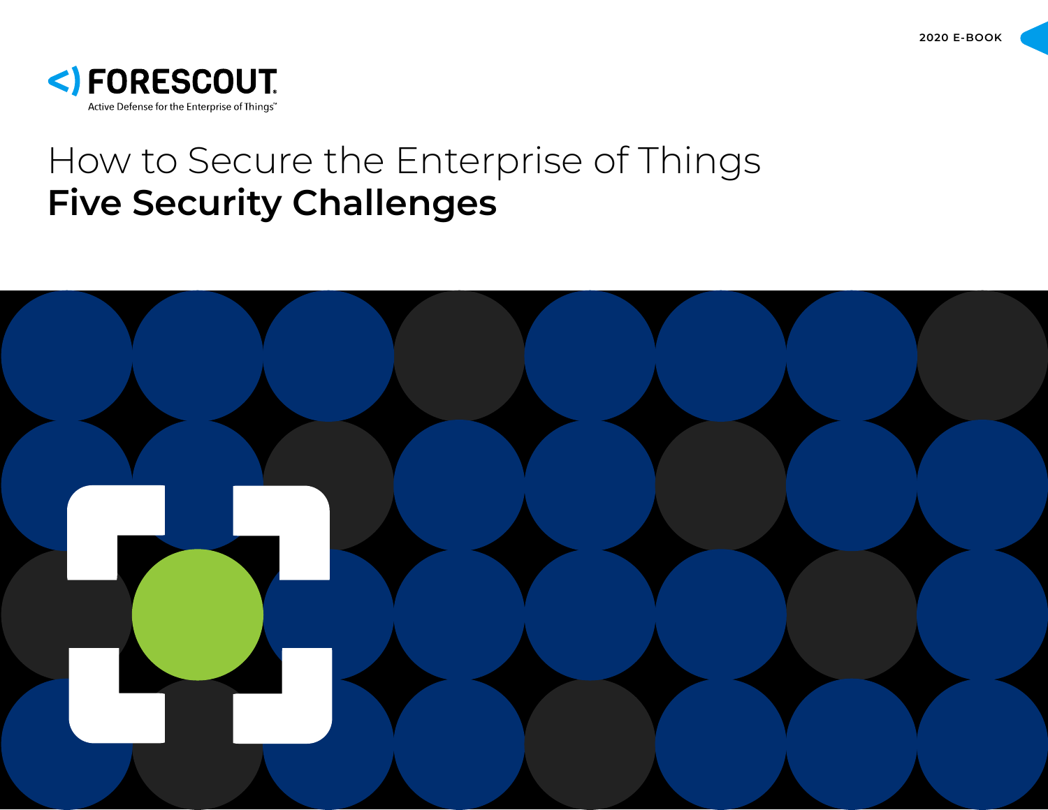2020 E-BOOK

FORESCOUT

Active Defense for the Enterprise of Things™

# How to Secure the Enterprise of Things
# **Five Security Challenges**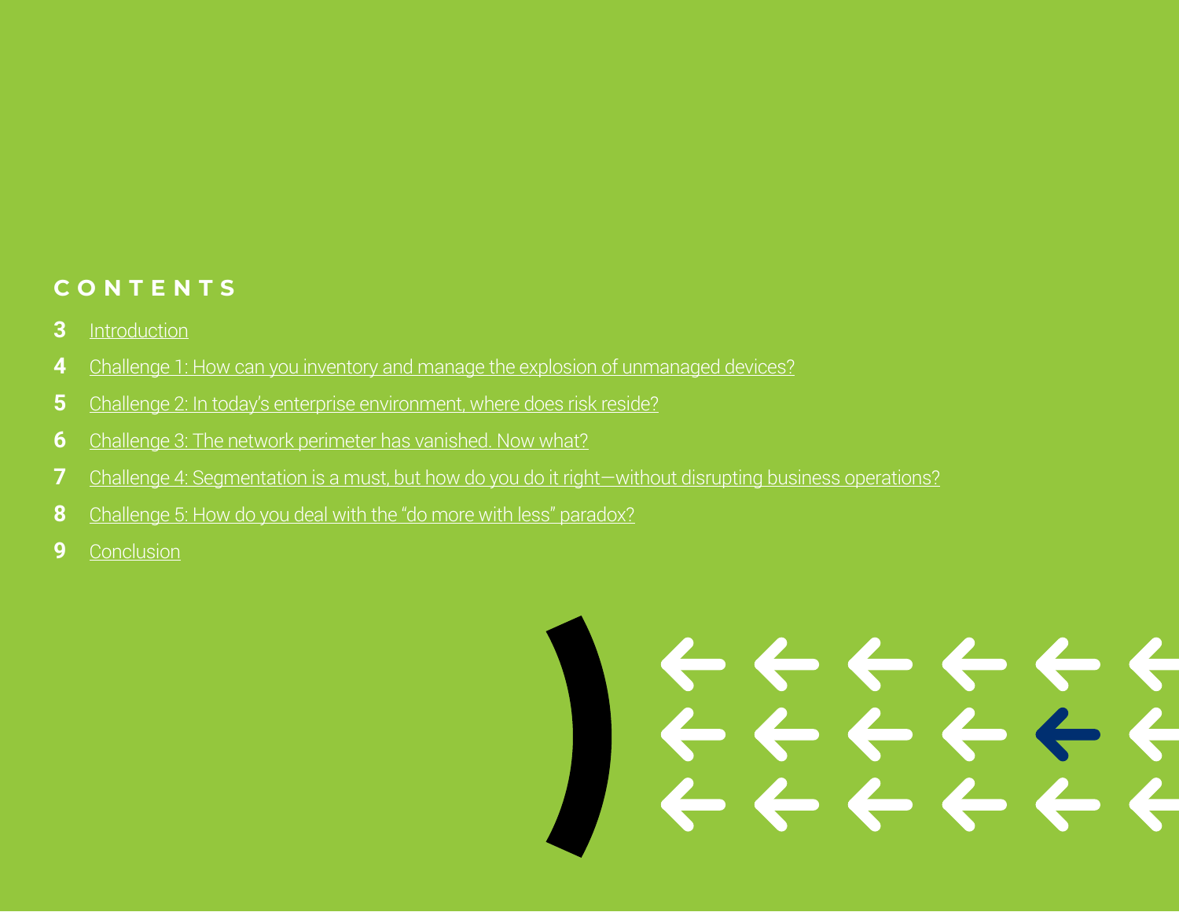## CONTENTS

3 Introduction

4 Challenge 1: How can you inventory and manage the explosion of unmanaged devices?

5 Challenge 2: In today's enterprise environment, where does risk reside?

6 Challenge 3: The network perimeter has vanished. Now what?

7 Challenge 4: Segmentation is a must, but how do you do it right—without disrupting business operations?

8 Challenge 5: How do you deal with the "do more with less" paradox?

9 Conclusion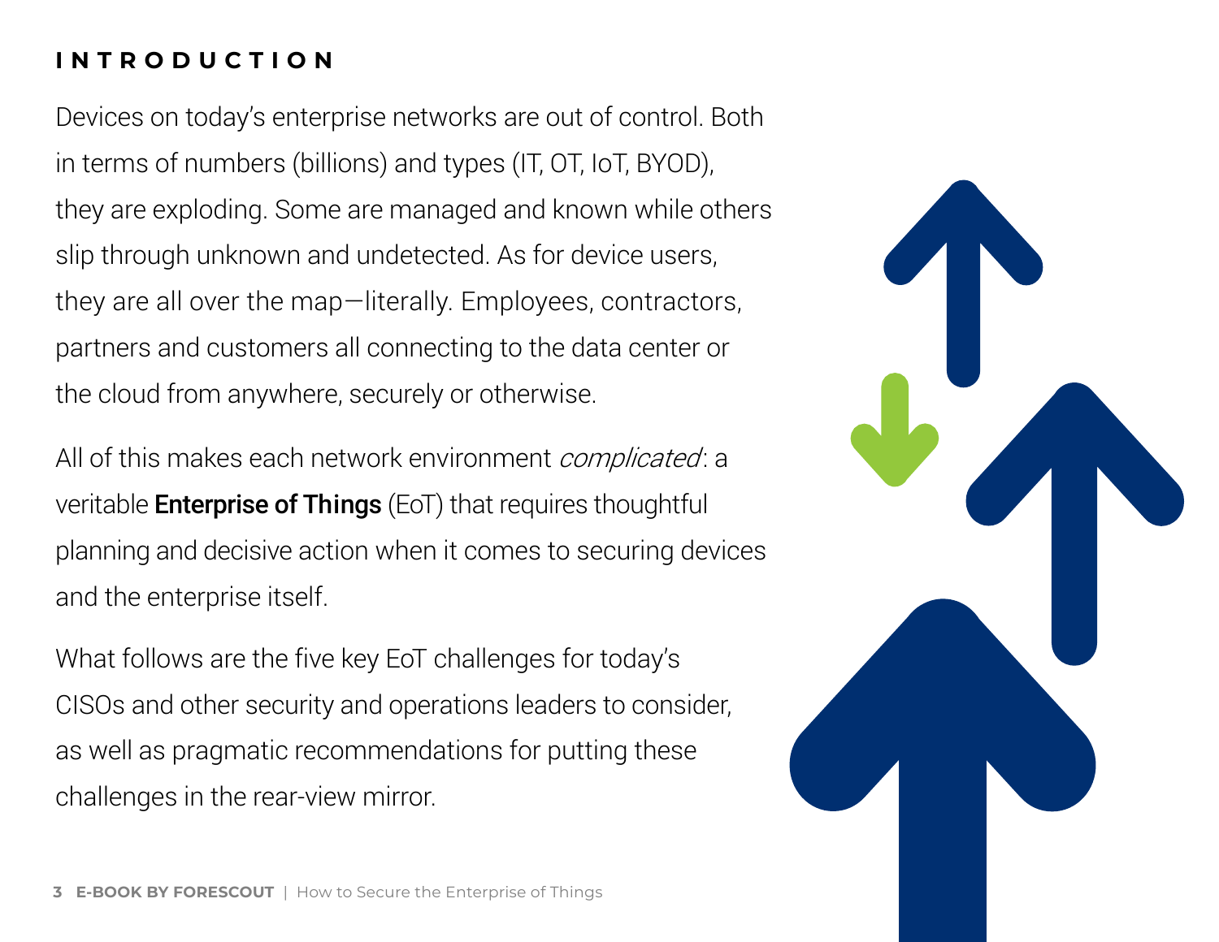## INTRODUCTION

Devices on today's enterprise networks are out of control. Both in terms of numbers (billions) and types (IT, OT, IoT, BYOD), they are exploding. Some are managed and known while others slip through unknown and undetected. As for device users, they are all over the map—literally. Employees, contractors, partners and customers all connecting to the data center or the cloud from anywhere, securely or otherwise.

All of this makes each network environment *complicated*: a veritable **Enterprise of Things** (EoT) that requires thoughtful planning and decisive action when it comes to securing devices and the enterprise itself.

What follows are the five key EoT challenges for today's CISOs and other security and operations leaders to consider, as well as pragmatic recommendations for putting these challenges in the rear-view mirror.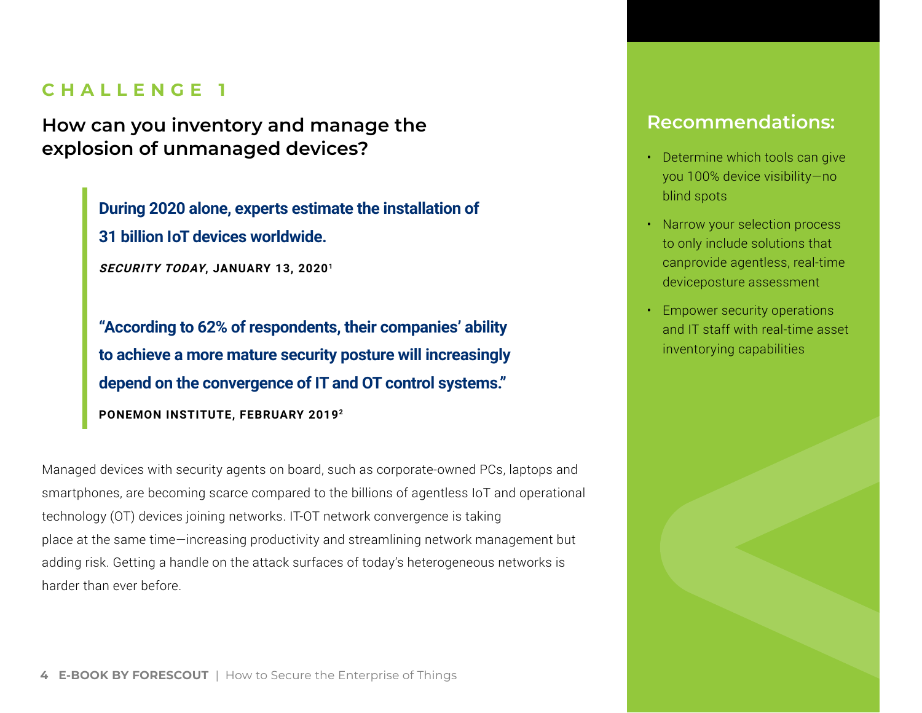## CHALLENGE 1

# How can you inventory and manage the explosion of unmanaged devices?

> **During 2020 alone, experts estimate the installation of 31 billion IoT devices worldwide.**
>
> ***SECURITY TODAY*, JANUARY 13, 2020**[1]
>
> **"According to 62% of respondents, their companies' ability to achieve a more mature security posture will increasingly depend on the convergence of IT and OT control systems."**
>
> **PONEMON INSTITUTE, FEBRUARY 2019**[2]

Managed devices with security agents on board, such as corporate-owned PCs, laptops and smartphones, are becoming scarce compared to the billions of agentless IoT and operational technology (OT) devices joining networks. IT-OT network convergence is taking place at the same time—increasing productivity and streamlining network management but adding risk. Getting a handle on the attack surfaces of today's heterogeneous networks is harder than ever before.

## Recommendations:

- Determine which tools can give you 100% device visibility—no blind spots
- Narrow your selection process to only include solutions that canprovide agentless, real-time deviceposture assessment
- Empower security operations and IT staff with real-time asset inventorying capabilities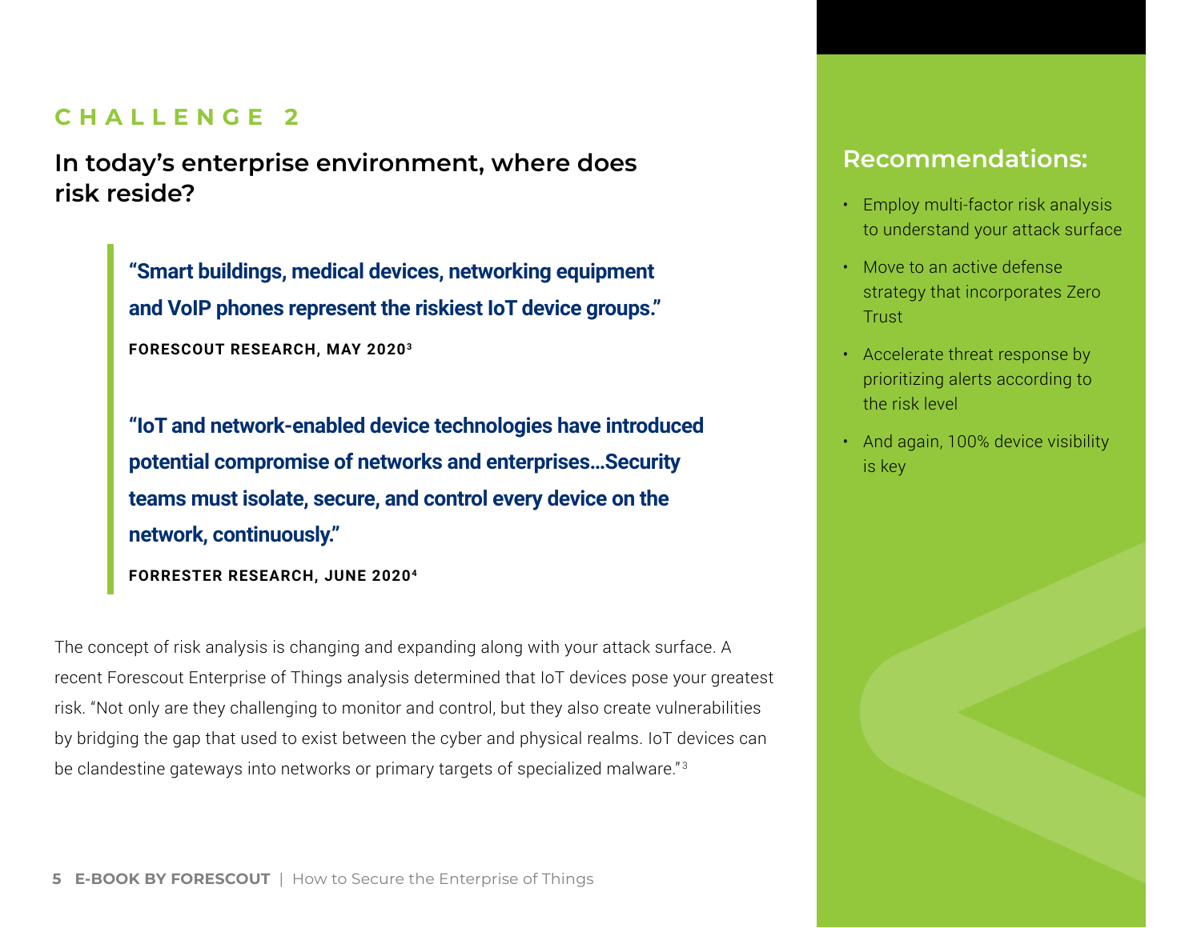## CHALLENGE 2

### In today's enterprise environment, where does risk reside?

> **"Smart buildings, medical devices, networking equipment and VoIP phones represent the riskiest IoT device groups."**
>
> **FORESCOUT RESEARCH, MAY 2020[3]**

> **"IoT and network-enabled device technologies have introduced potential compromise of networks and enterprises…Security teams must isolate, secure, and control every device on the network, continuously."**
>
> **FORRESTER RESEARCH, JUNE 2020[4]**

The concept of risk analysis is changing and expanding along with your attack surface. A recent Forescout Enterprise of Things analysis determined that IoT devices pose your greatest risk. "Not only are they challenging to monitor and control, but they also create vulnerabilities by bridging the gap that used to exist between the cyber and physical realms. IoT devices can be clandestine gateways into networks or primary targets of specialized malware."[3]

### Recommendations:

- Employ multi-factor risk analysis to understand your attack surface
- Move to an active defense strategy that incorporates Zero Trust
- Accelerate threat response by prioritizing alerts according to the risk level
- And again, 100% device visibility is key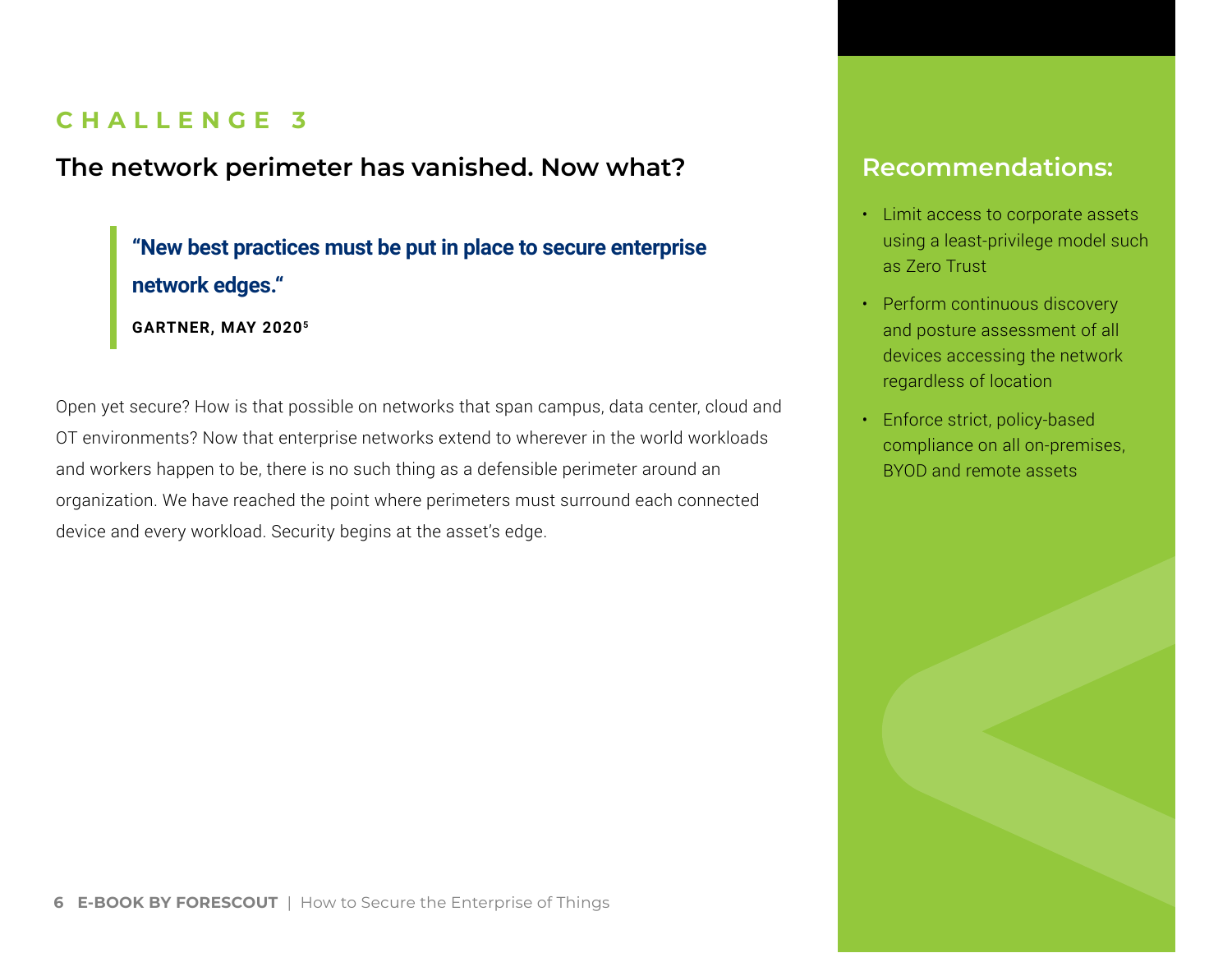## CHALLENGE 3

### The network perimeter has vanished. Now what?

> **"New best practices must be put in place to secure enterprise network edges."**
>
> **GARTNER, MAY 2020[5]**

Open yet secure? How is that possible on networks that span campus, data center, cloud and OT environments? Now that enterprise networks extend to wherever in the world workloads and workers happen to be, there is no such thing as a defensible perimeter around an organization. We have reached the point where perimeters must surround each connected device and every workload. Security begins at the asset's edge.

### Recommendations:

- Limit access to corporate assets using a least-privilege model such as Zero Trust
- Perform continuous discovery and posture assessment of all devices accessing the network regardless of location
- Enforce strict, policy-based compliance on all on-premises, BYOD and remote assets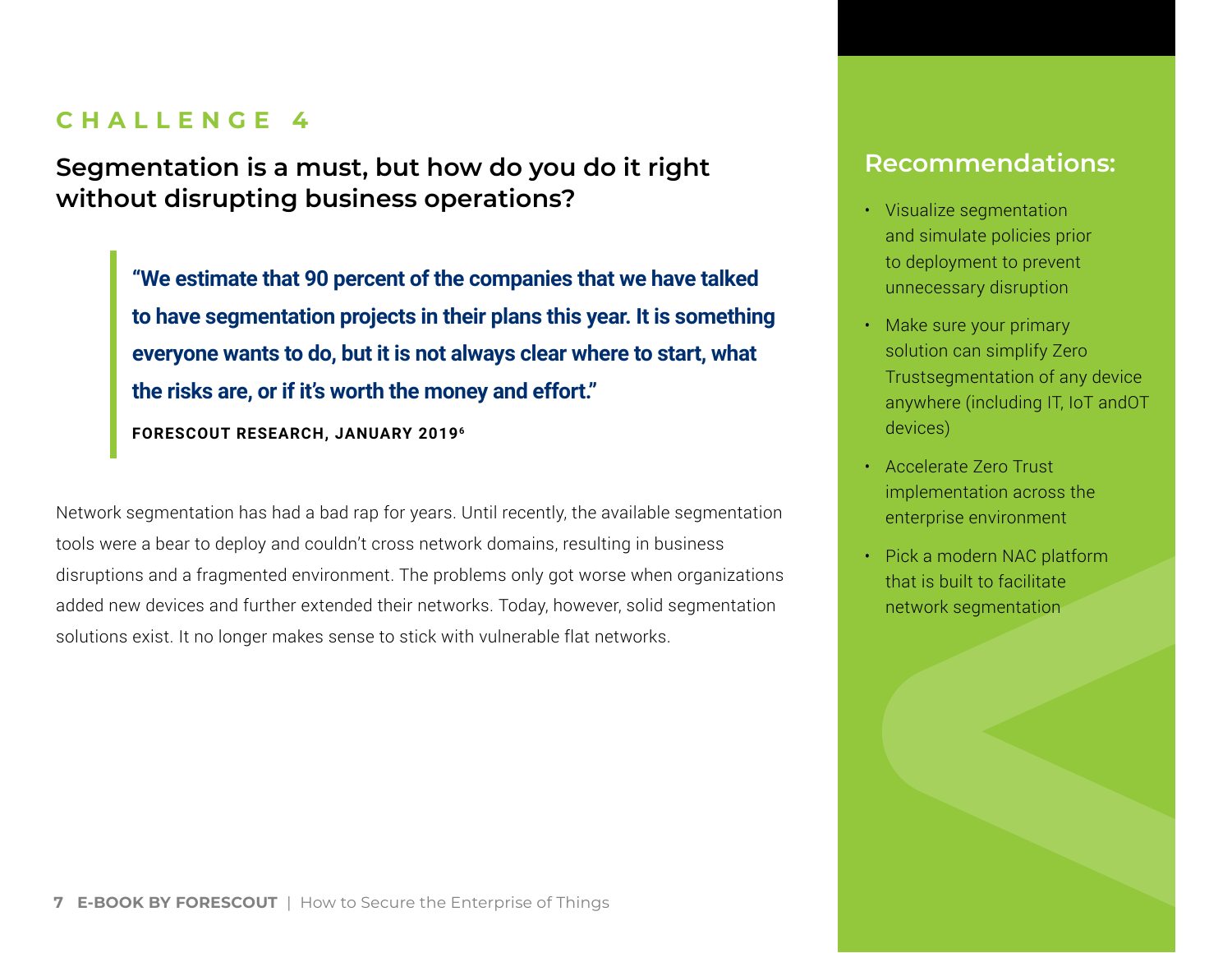## CHALLENGE 4

# Segmentation is a must, but how do you do it right without disrupting business operations?

> **"We estimate that 90 percent of the companies that we have talked to have segmentation projects in their plans this year. It is something everyone wants to do, but it is not always clear where to start, what the risks are, or if it's worth the money and effort."**
>
> **FORESCOUT RESEARCH, JANUARY 2019**[6]

Network segmentation has had a bad rap for years. Until recently, the available segmentation tools were a bear to deploy and couldn't cross network domains, resulting in business disruptions and a fragmented environment. The problems only got worse when organizations added new devices and further extended their networks. Today, however, solid segmentation solutions exist. It no longer makes sense to stick with vulnerable flat networks.

## Recommendations:

- Visualize segmentation and simulate policies prior to deployment to prevent unnecessary disruption
- Make sure your primary solution can simplify Zero Trustsegmentation of any device anywhere (including IT, IoT andOT devices)
- Accelerate Zero Trust implementation across the enterprise environment
- Pick a modern NAC platform that is built to facilitate network segmentation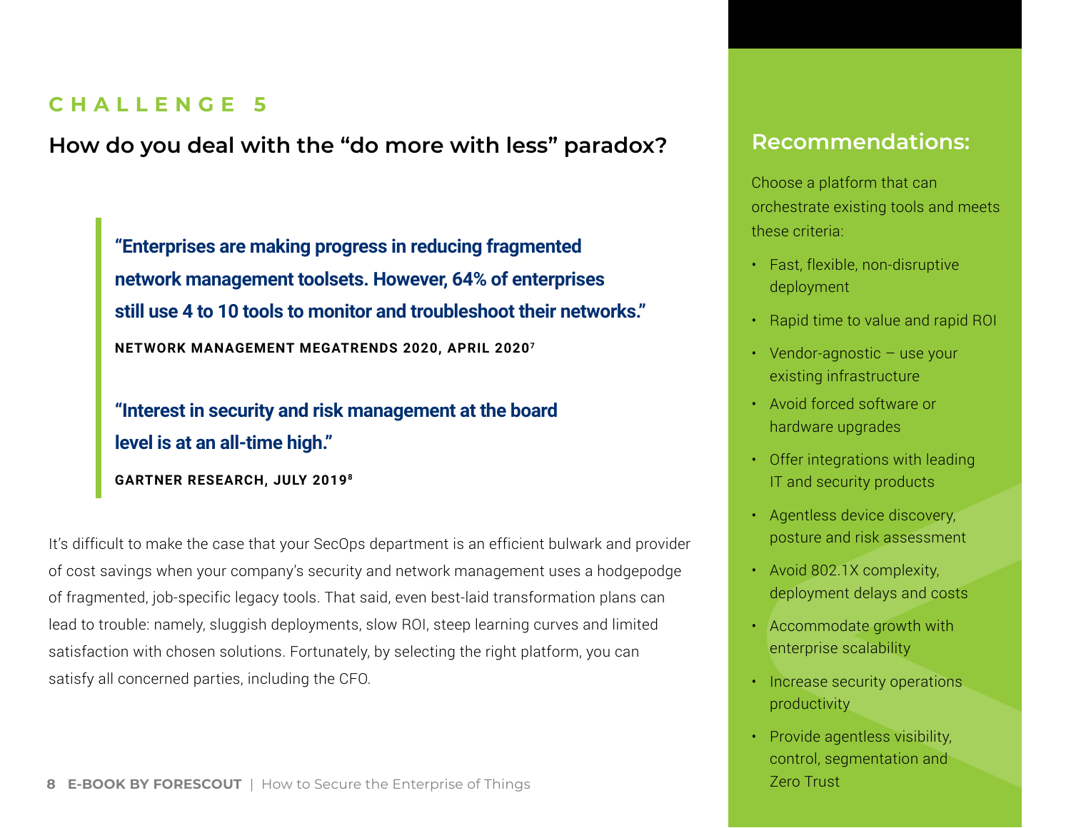## CHALLENGE 5

## How do you deal with the "do more with less" paradox?

> **"Enterprises are making progress in reducing fragmented network management toolsets. However, 64% of enterprises still use 4 to 10 tools to monitor and troubleshoot their networks."**
>
> **NETWORK MANAGEMENT MEGATRENDS 2020, APRIL 2020**[7]

> **"Interest in security and risk management at the board level is at an all-time high."**
>
> **GARTNER RESEARCH, JULY 2019**[8]

It's difficult to make the case that your SecOps department is an efficient bulwark and provider of cost savings when your company's security and network management uses a hodgepodge of fragmented, job-specific legacy tools. That said, even best-laid transformation plans can lead to trouble: namely, sluggish deployments, slow ROI, steep learning curves and limited satisfaction with chosen solutions. Fortunately, by selecting the right platform, you can satisfy all concerned parties, including the CFO.

### Recommendations:

Choose a platform that can orchestrate existing tools and meets these criteria:

- Fast, flexible, non-disruptive deployment
- Rapid time to value and rapid ROI
- Vendor-agnostic – use your existing infrastructure
- Avoid forced software or hardware upgrades
- Offer integrations with leading IT and security products
- Agentless device discovery, posture and risk assessment
- Avoid 802.1X complexity, deployment delays and costs
- Accommodate growth with enterprise scalability
- Increase security operations productivity
- Provide agentless visibility, control, segmentation and Zero Trust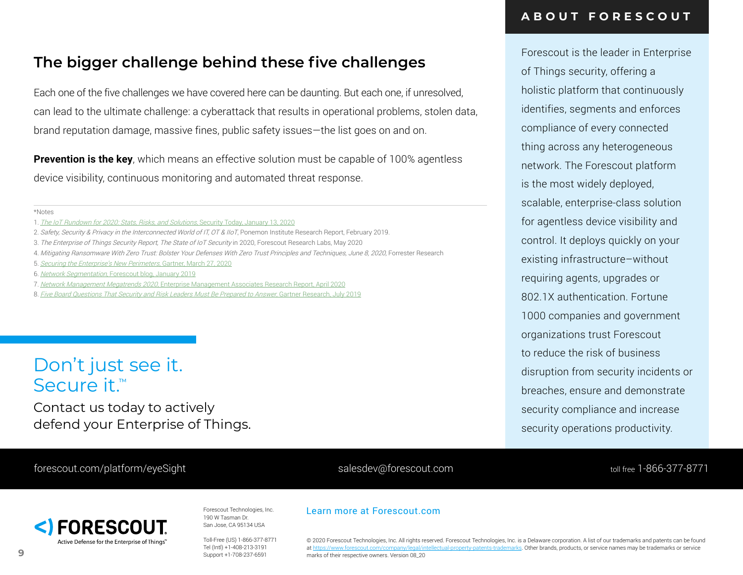## The bigger challenge behind these five challenges

Each one of the five challenges we have covered here can be daunting. But each one, if unresolved, can lead to the ultimate challenge: a cyberattack that results in operational problems, stolen data, brand reputation damage, massive fines, public safety issues—the list goes on and on.

**Prevention is the key**, which means an effective solution must be capable of 100% agentless device visibility, continuous monitoring and automated threat response.

*Notes

1. *The IoT Rundown for 2020: Stats, Risks, and Solutions*, Security Today, January 13, 2020
2. *Safety, Security & Privacy in the Interconnected World of IT, OT & IIoT*, Ponemon Institute Research Report, February 2019.
3. *The Enterprise of Things Security Report, The State of IoT Security* in 2020, Forescout Research Labs, May 2020
4. *Mitigating Ransomware With Zero Trust: Bolster Your Defenses With Zero Trust Principles and Techniques, June 8, 2020*, Forrester Research
5. *Securing the Enterprise's New Perimeters*, Gartner, March 27, 2020
6. *Network Segmentation*, Forescout blog, January 2019
7. *Network Management Megatrends 2020*, Enterprise Management Associates Research Report, April 2020
8. *Five Board Questions That Security and Risk Leaders Must Be Prepared to Answer*, Gartner Research, July 2019

## ABOUT FORESCOUT

Forescout is the leader in Enterprise of Things security, offering a holistic platform that continuously identifies, segments and enforces compliance of every connected thing across any heterogeneous network. The Forescout platform is the most widely deployed, scalable, enterprise-class solution for agentless device visibility and control. It deploys quickly on your existing infrastructure–without requiring agents, upgrades or 802.1X authentication. Fortune 1000 companies and government organizations trust Forescout to reduce the risk of business disruption from security incidents or breaches, ensure and demonstrate security compliance and increase security operations productivity.

Don't just see it.
Secure it.™

Contact us today to actively defend your Enterprise of Things.

forescout.com/platform/eyeSight    salesdev@forescout.com    toll free 1-866-377-8771

FORESCOUT
Active Defense for the Enterprise of Things™

Forescout Technologies, Inc.
190 W Tasman Dr.
San Jose, CA 95134 USA

Toll-Free (US) 1-866-377-8771
Tel (Intl) +1-408-213-3191
Support +1-708-237-6591

Learn more at Forescout.com

© 2020 Forescout Technologies, Inc. All rights reserved. Forescout Technologies, Inc. is a Delaware corporation. A list of our trademarks and patents can be found at https://www.forescout.com/company/legal/intellectual-property-patents-trademarks. Other brands, products, or service names may be trademarks or service marks of their respective owners. Version 08_20